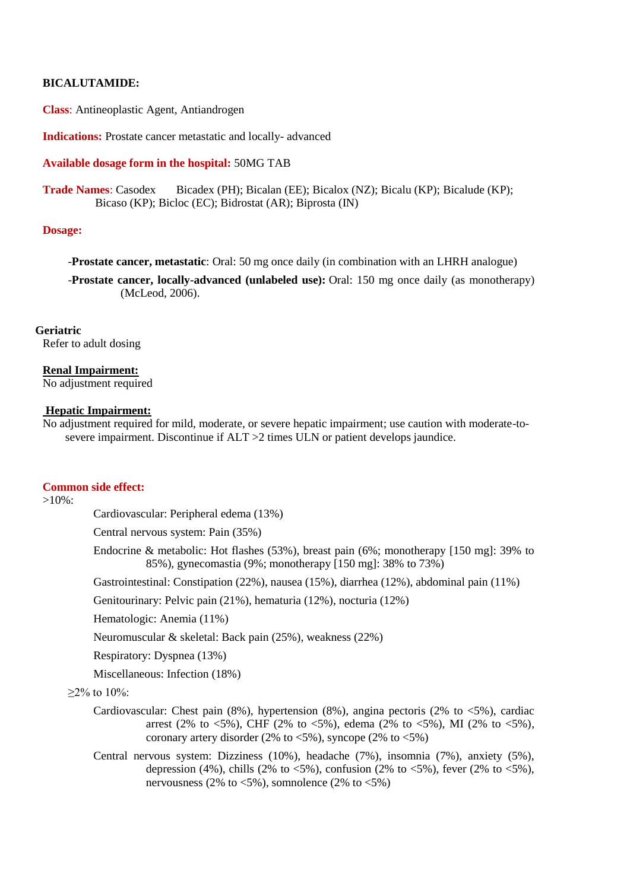**BICALUTAMIDE:**

**Class**: Antineoplastic Agent, Antiandrogen

**Indications:** Prostate cancer metastatic and locally- advanced

**Available dosage form in the hospital:** 50MG TAB

**Trade Names**: Casodex   Bicadex (PH); Bicalan (EE); Bicalox (NZ); Bicalu (KP); Bicalude (KP); Bicaso (KP); Bicloc (EC); Bidrostat (AR); Biprosta (IN)

**Dosage:**

-**Prostate cancer, metastatic**: Oral: 50 mg once daily (in combination with an LHRH analogue)

-**Prostate cancer, locally-advanced (unlabeled use):** Oral: 150 mg once daily (as monotherapy) (McLeod, 2006).

**Geriatric**

Refer to adult dosing

**Renal Impairment:**

No adjustment required

**Hepatic Impairment:**

No adjustment required for mild, moderate, or severe hepatic impairment; use caution with moderate-to-severe impairment. Discontinue if ALT >2 times ULN or patient develops jaundice.

**Common side effect:**

>10%:

- Cardiovascular: Peripheral edema (13%)
- Central nervous system: Pain (35%)
- Endocrine & metabolic: Hot flashes (53%), breast pain (6%; monotherapy [150 mg]: 39% to 85%), gynecomastia (9%; monotherapy [150 mg]: 38% to 73%)
- Gastrointestinal: Constipation (22%), nausea (15%), diarrhea (12%), abdominal pain (11%)
- Genitourinary: Pelvic pain (21%), hematuria (12%), nocturia (12%)
- Hematologic: Anemia (11%)
- Neuromuscular & skeletal: Back pain (25%), weakness (22%)
- Respiratory: Dyspnea (13%)
- Miscellaneous: Infection (18%)

≥2% to 10%:

- Cardiovascular: Chest pain (8%), hypertension (8%), angina pectoris (2% to <5%), cardiac arrest (2% to <5%), CHF (2% to <5%), edema (2% to <5%), MI (2% to <5%), coronary artery disorder (2% to <5%), syncope (2% to <5%)
- Central nervous system: Dizziness (10%), headache (7%), insomnia (7%), anxiety (5%), depression (4%), chills (2% to <5%), confusion (2% to <5%), fever (2% to <5%), nervousness (2% to <5%), somnolence (2% to <5%)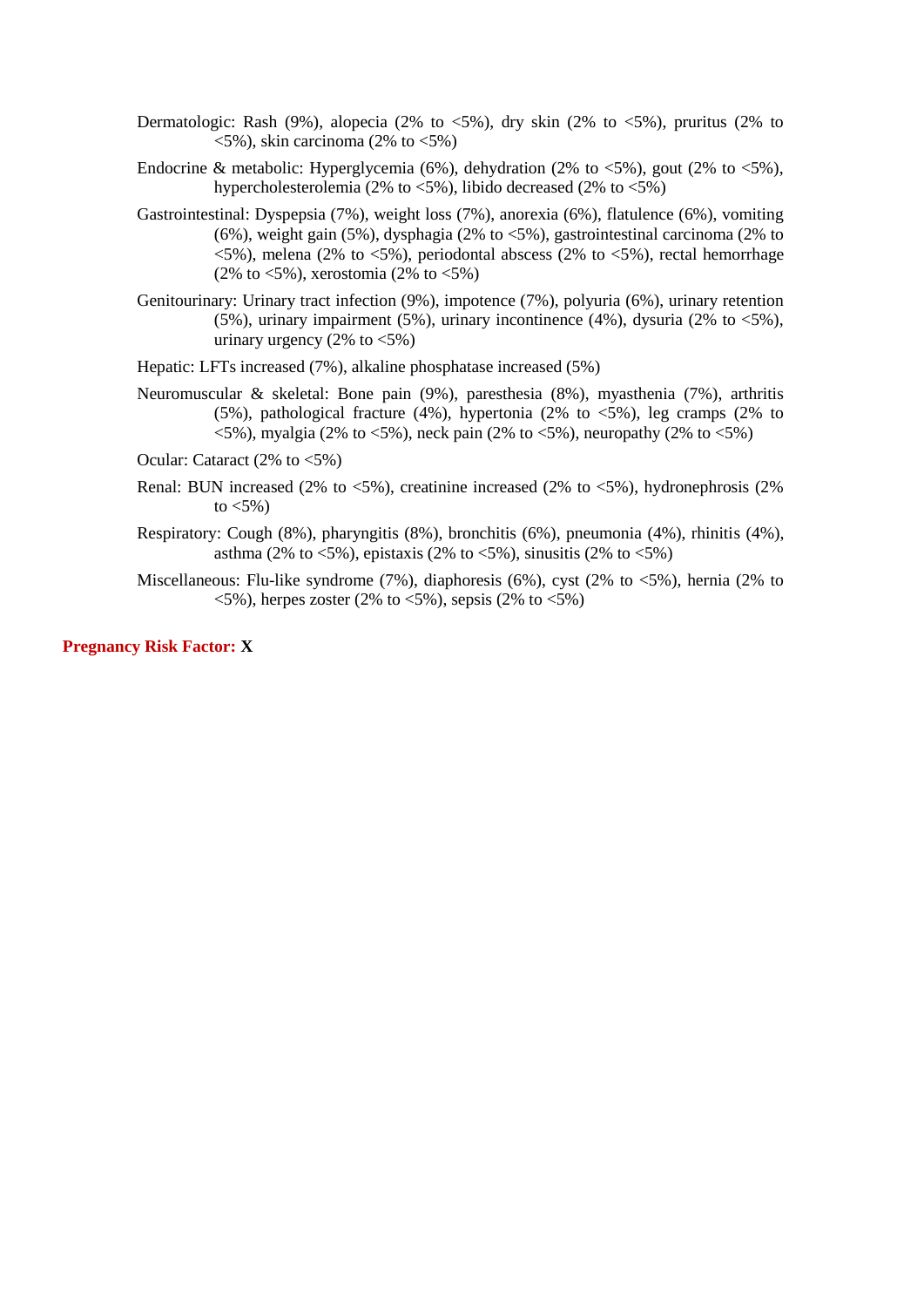Dermatologic: Rash (9%), alopecia (2% to <5%), dry skin (2% to <5%), pruritus (2% to <5%), skin carcinoma (2% to <5%)

Endocrine & metabolic: Hyperglycemia (6%), dehydration (2% to <5%), gout (2% to <5%), hypercholesterolemia (2% to <5%), libido decreased (2% to <5%)

Gastrointestinal: Dyspepsia (7%), weight loss (7%), anorexia (6%), flatulence (6%), vomiting (6%), weight gain (5%), dysphagia (2% to <5%), gastrointestinal carcinoma (2% to <5%), melena (2% to <5%), periodontal abscess (2% to <5%), rectal hemorrhage (2% to <5%), xerostomia (2% to <5%)

Genitourinary: Urinary tract infection (9%), impotence (7%), polyuria (6%), urinary retention (5%), urinary impairment (5%), urinary incontinence (4%), dysuria (2% to <5%), urinary urgency (2% to <5%)

Hepatic: LFTs increased (7%), alkaline phosphatase increased (5%)

Neuromuscular & skeletal: Bone pain (9%), paresthesia (8%), myasthenia (7%), arthritis (5%), pathological fracture (4%), hypertonia (2% to <5%), leg cramps (2% to <5%), myalgia (2% to <5%), neck pain (2% to <5%), neuropathy (2% to <5%)

Ocular: Cataract (2% to <5%)

Renal: BUN increased (2% to <5%), creatinine increased (2% to <5%), hydronephrosis (2% to <5%)

Respiratory: Cough (8%), pharyngitis (8%), bronchitis (6%), pneumonia (4%), rhinitis (4%), asthma (2% to <5%), epistaxis (2% to <5%), sinusitis (2% to <5%)

Miscellaneous: Flu-like syndrome (7%), diaphoresis (6%), cyst (2% to <5%), hernia (2% to <5%), herpes zoster (2% to <5%), sepsis (2% to <5%)

**Pregnancy Risk Factor: X**